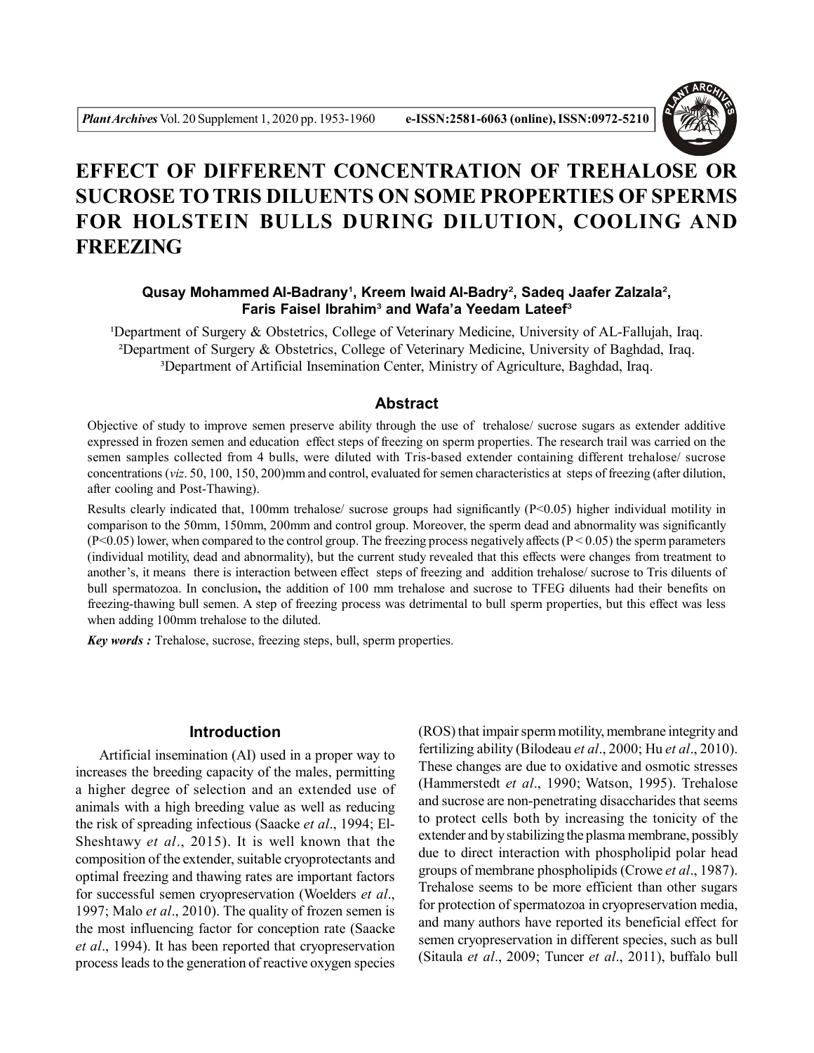# EFFECT OF DIFFERENT CONCENTRATION OF TREHALOSE OR SUCROSE TO TRIS DILUENTS ON SOME PROPERTIES OF SPERMS FOR HOLSTEIN BULLS DURING DILUTION, COOLING AND FREEZING

**Qusay Mohammed Al-Badrany[1], Kreem Iwaid Al-Badry[2], Sadeq Jaafer Zalzala[2], Faris Faisel Ibrahim[3] and Wafa'a Yeedam Lateef[3]**

[1]Department of Surgery & Obstetrics, College of Veterinary Medicine, University of AL-Fallujah, Iraq.
[2]Department of Surgery & Obstetrics, College of Veterinary Medicine, University of Baghdad, Iraq.
[3]Department of Artificial Insemination Center, Ministry of Agriculture, Baghdad, Iraq.

## Abstract

Objective of study to improve semen preserve ability through the use of trehalose/ sucrose sugars as extender additive expressed in frozen semen and education effect steps of freezing on sperm properties. The research trail was carried on the semen samples collected from 4 bulls, were diluted with Tris-based extender containing different trehalose/ sucrose concentrations (*viz*. 50, 100, 150, 200)mm and control, evaluated for semen characteristics at steps of freezing (after dilution, after cooling and Post-Thawing).

Results clearly indicated that, 100mm trehalose/ sucrose groups had significantly ($P<0.05$) higher individual motility in comparison to the 50mm, 150mm, 200mm and control group. Moreover, the sperm dead and abnormality was significantly ($P<0.05$) lower, when compared to the control group. The freezing process negatively affects ($P < 0.05$) the sperm parameters (individual motility, dead and abnormality), but the current study revealed that this effects were changes from treatment to another's, it means there is interaction between effect steps of freezing and addition trehalose/ sucrose to Tris diluents of bull spermatozoa. In conclusion**,** the addition of 100 mm trehalose and sucrose to TFEG diluents had their benefits on freezing-thawing bull semen. A step of freezing process was detrimental to bull sperm properties, but this effect was less when adding 100mm trehalose to the diluted.

***Key words :*** Trehalose, sucrose, freezing steps, bull, sperm properties.

## Introduction

Artificial insemination (AI) used in a proper way to increases the breeding capacity of the males, permitting a higher degree of selection and an extended use of animals with a high breeding value as well as reducing the risk of spreading infectious (Saacke *et al*., 1994; El-Sheshtawy *et al*., 2015). It is well known that the composition of the extender, suitable cryoprotectants and optimal freezing and thawing rates are important factors for successful semen cryopreservation (Woelders *et al*., 1997; Malo *et al*., 2010). The quality of frozen semen is the most influencing factor for conception rate (Saacke *et al*., 1994). It has been reported that cryopreservation process leads to the generation of reactive oxygen species (ROS) that impair sperm motility, membrane integrity and fertilizing ability (Bilodeau *et al*., 2000; Hu *et al*., 2010). These changes are due to oxidative and osmotic stresses (Hammerstedt *et al*., 1990; Watson, 1995). Trehalose and sucrose are non-penetrating disaccharides that seems to protect cells both by increasing the tonicity of the extender and by stabilizing the plasma membrane, possibly due to direct interaction with phospholipid polar head groups of membrane phospholipids (Crowe *et al*., 1987). Trehalose seems to be more efficient than other sugars for protection of spermatozoa in cryopreservation media, and many authors have reported its beneficial effect for semen cryopreservation in different species, such as bull (Sitaula *et al*., 2009; Tuncer *et al*., 2011), buffalo bull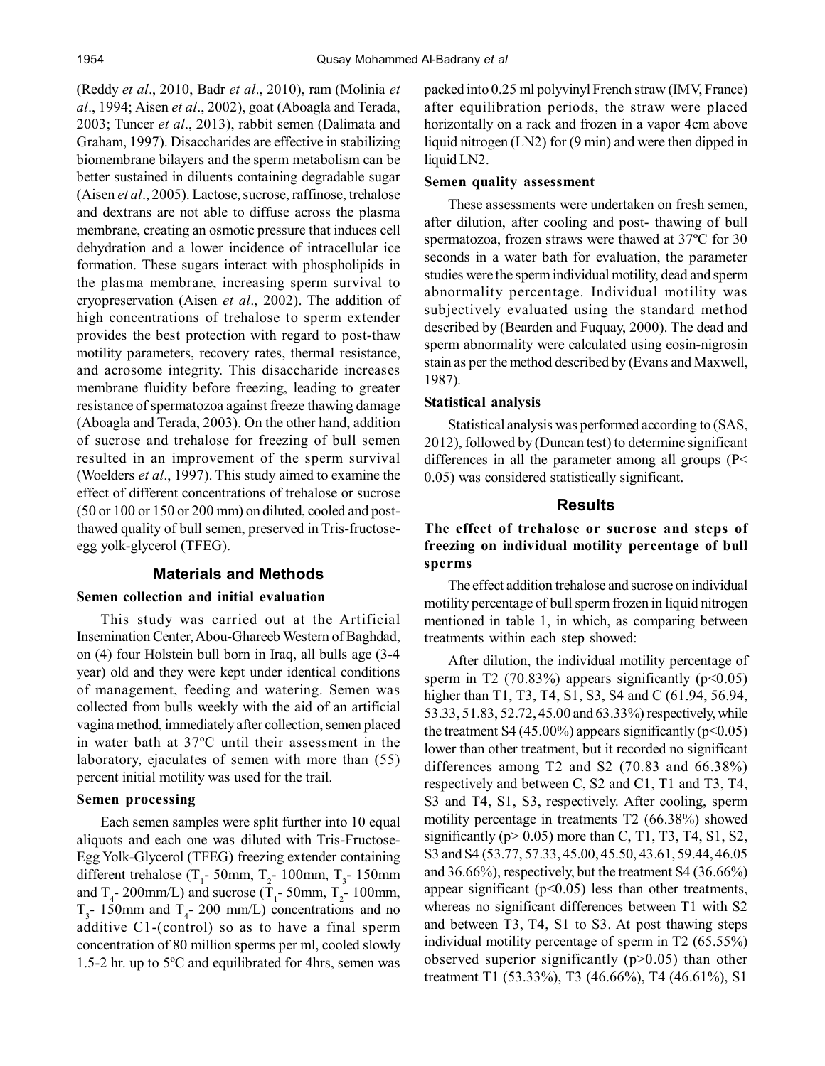(Reddy *et al*., 2010, Badr *et al*., 2010), ram (Molinia *et al*., 1994; Aisen *et al*., 2002), goat (Aboagla and Terada, 2003; Tuncer *et al*., 2013), rabbit semen (Dalimata and Graham, 1997). Disaccharides are effective in stabilizing biomembrane bilayers and the sperm metabolism can be better sustained in diluents containing degradable sugar (Aisen *et al*., 2005). Lactose, sucrose, raffinose, trehalose and dextrans are not able to diffuse across the plasma membrane, creating an osmotic pressure that induces cell dehydration and a lower incidence of intracellular ice formation. These sugars interact with phospholipids in the plasma membrane, increasing sperm survival to cryopreservation (Aisen *et al*., 2002). The addition of high concentrations of trehalose to sperm extender provides the best protection with regard to post-thaw motility parameters, recovery rates, thermal resistance, and acrosome integrity. This disaccharide increases membrane fluidity before freezing, leading to greater resistance of spermatozoa against freeze thawing damage (Aboagla and Terada, 2003). On the other hand, addition of sucrose and trehalose for freezing of bull semen resulted in an improvement of the sperm survival (Woelders *et al*., 1997). This study aimed to examine the effect of different concentrations of trehalose or sucrose (50 or 100 or 150 or 200 mm) on diluted, cooled and post-thawed quality of bull semen, preserved in Tris-fructose-egg yolk-glycerol (TFEG).

## Materials and Methods

### Semen collection and initial evaluation

This study was carried out at the Artificial Insemination Center, Abou-Ghareeb Western of Baghdad, on (4) four Holstein bull born in Iraq, all bulls age (3-4 year) old and they were kept under identical conditions of management, feeding and watering. Semen was collected from bulls weekly with the aid of an artificial vagina method, immediately after collection, semen placed in water bath at 37ºC until their assessment in the laboratory, ejaculates of semen with more than (55) percent initial motility was used for the trail.

### Semen processing

Each semen samples were split further into 10 equal aliquots and each one was diluted with Tris-Fructose-Egg Yolk-Glycerol (TFEG) freezing extender containing different trehalose ($T_1$- 50mm, $T_2$- 100mm, $T_3$- 150mm and $T_4$- 200mm/L) and sucrose ($T_1$- 50mm, $T_2$- 100mm, $T_3$- 150mm and $T_4$- 200 mm/L) concentrations and no additive C1-(control) so as to have a final sperm concentration of 80 million sperms per ml, cooled slowly 1.5-2 hr. up to 5ºC and equilibrated for 4hrs, semen was packed into 0.25 ml polyvinyl French straw (IMV, France) after equilibration periods, the straw were placed horizontally on a rack and frozen in a vapor 4cm above liquid nitrogen (LN2) for (9 min) and were then dipped in liquid LN2.

### Semen quality assessment

These assessments were undertaken on fresh semen, after dilution, after cooling and post- thawing of bull spermatozoa, frozen straws were thawed at 37ºC for 30 seconds in a water bath for evaluation, the parameter studies were the sperm individual motility, dead and sperm abnormality percentage. Individual motility was subjectively evaluated using the standard method described by (Bearden and Fuquay, 2000). The dead and sperm abnormality were calculated using eosin-nigrosin stain as per the method described by (Evans and Maxwell, 1987).

### Statistical analysis

Statistical analysis was performed according to (SAS, 2012), followed by (Duncan test) to determine significant differences in all the parameter among all groups ($P< 0.05$) was considered statistically significant.

## Results

### The effect of trehalose or sucrose and steps of freezing on individual motility percentage of bull sperms

The effect addition trehalose and sucrose on individual motility percentage of bull sperm frozen in liquid nitrogen mentioned in table 1, in which, as comparing between treatments within each step showed:

After dilution, the individual motility percentage of sperm in T2 (70.83%) appears significantly ($p<0.05$) higher than T1, T3, T4, S1, S3, S4 and C (61.94, 56.94, 53.33, 51.83, 52.72, 45.00 and 63.33%) respectively, while the treatment S4 (45.00%) appears significantly ($p<0.05$) lower than other treatment, but it recorded no significant differences among T2 and S2 (70.83 and 66.38%) respectively and between C, S2 and C1, T1 and T3, T4, S3 and T4, S1, S3, respectively. After cooling, sperm motility percentage in treatments T2 (66.38%) showed significantly ($p> 0.05$) more than C, T1, T3, T4, S1, S2, S3 and S4 (53.77, 57.33, 45.00, 45.50, 43.61, 59.44, 46.05 and 36.66%), respectively, but the treatment S4 (36.66%) appear significant ($p<0.05$) less than other treatments, whereas no significant differences between T1 with S2 and between T3, T4, S1 to S3. At post thawing steps individual motility percentage of sperm in T2 (65.55%) observed superior significantly ($p>0.05$) than other treatment T1 (53.33%), T3 (46.66%), T4 (46.61%), S1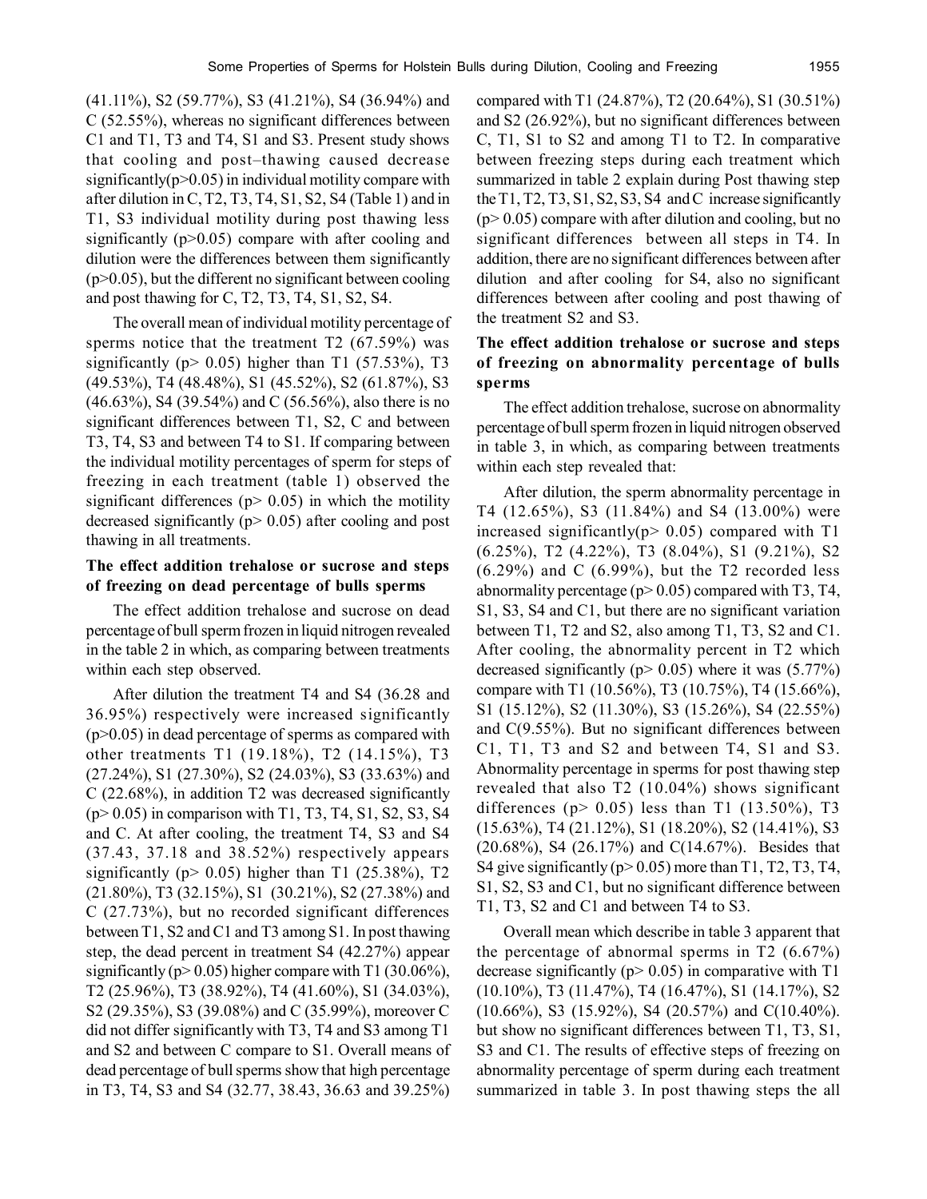(41.11%), S2 (59.77%), S3 (41.21%), S4 (36.94%) and C (52.55%), whereas no significant differences between C1 and T1, T3 and T4, S1 and S3. Present study shows that cooling and post–thawing caused decrease significantly($p>0.05$) in individual motility compare with after dilution in C, T2, T3, T4, S1, S2, S4 (Table 1) and in T1, S3 individual motility during post thawing less significantly ($p>0.05$) compare with after cooling and dilution were the differences between them significantly ($p>0.05$), but the different no significant between cooling and post thawing for C, T2, T3, T4, S1, S2, S4.

The overall mean of individual motility percentage of sperms notice that the treatment T2 (67.59%) was significantly ($p>0.05$) higher than T1 (57.53%), T3 (49.53%), T4 (48.48%), S1 (45.52%), S2 (61.87%), S3 (46.63%), S4 (39.54%) and C (56.56%), also there is no significant differences between T1, S2, C and between T3, T4, S3 and between T4 to S1. If comparing between the individual motility percentages of sperm for steps of freezing in each treatment (table 1) observed the significant differences ($p>0.05$) in which the motility decreased significantly ($p>0.05$) after cooling and post thawing in all treatments.

### The effect addition trehalose or sucrose and steps of freezing on dead percentage of bulls sperms

The effect addition trehalose and sucrose on dead percentage of bull sperm frozen in liquid nitrogen revealed in the table 2 in which, as comparing between treatments within each step observed.

After dilution the treatment T4 and S4 (36.28 and 36.95%) respectively were increased significantly ($p>0.05$) in dead percentage of sperms as compared with other treatments T1 (19.18%), T2 (14.15%), T3 (27.24%), S1 (27.30%), S2 (24.03%), S3 (33.63%) and C (22.68%), in addition T2 was decreased significantly ($p>0.05$) in comparison with T1, T3, T4, S1, S2, S3, S4 and C. At after cooling, the treatment T4, S3 and S4 (37.43, 37.18 and 38.52%) respectively appears significantly ($p>0.05$) higher than T1 (25.38%), T2 (21.80%), T3 (32.15%), S1 (30.21%), S2 (27.38%) and C (27.73%), but no recorded significant differences between T1, S2 and C1 and T3 among S1. In post thawing step, the dead percent in treatment S4 (42.27%) appear significantly ($p>0.05$) higher compare with T1 (30.06%), T2 (25.96%), T3 (38.92%), T4 (41.60%), S1 (34.03%), S2 (29.35%), S3 (39.08%) and C (35.99%), moreover C did not differ significantly with T3, T4 and S3 among T1 and S2 and between C compare to S1. Overall means of dead percentage of bull sperms show that high percentage in T3, T4, S3 and S4 (32.77, 38.43, 36.63 and 39.25%) compared with T1 (24.87%), T2 (20.64%), S1 (30.51%) and S2 (26.92%), but no significant differences between C, T1, S1 to S2 and among T1 to T2. In comparative between freezing steps during each treatment which summarized in table 2 explain during Post thawing step the T1, T2, T3, S1, S2, S3, S4 and C increase significantly ($p>0.05$) compare with after dilution and cooling, but no significant differences between all steps in T4. In addition, there are no significant differences between after dilution and after cooling for S4, also no significant differences between after cooling and post thawing of the treatment S2 and S3.

### The effect addition trehalose or sucrose and steps of freezing on abnormality percentage of bulls sperms

The effect addition trehalose, sucrose on abnormality percentage of bull sperm frozen in liquid nitrogen observed in table 3, in which, as comparing between treatments within each step revealed that:

After dilution, the sperm abnormality percentage in T4 (12.65%), S3 (11.84%) and S4 (13.00%) were increased significantly($p>0.05$) compared with T1 (6.25%), T2 (4.22%), T3 (8.04%), S1 (9.21%), S2 (6.29%) and C (6.99%), but the T2 recorded less abnormality percentage ($p>0.05$) compared with T3, T4, S1, S3, S4 and C1, but there are no significant variation between T1, T2 and S2, also among T1, T3, S2 and C1. After cooling, the abnormality percent in T2 which decreased significantly ($p>0.05$) where it was (5.77%) compare with T1 (10.56%), T3 (10.75%), T4 (15.66%), S1 (15.12%), S2 (11.30%), S3 (15.26%), S4 (22.55%) and C(9.55%). But no significant differences between C1, T1, T3 and S2 and between T4, S1 and S3. Abnormality percentage in sperms for post thawing step revealed that also T2 (10.04%) shows significant differences ($p>0.05$) less than T1 (13.50%), T3 (15.63%), T4 (21.12%), S1 (18.20%), S2 (14.41%), S3 (20.68%), S4 (26.17%) and C(14.67%). Besides that S4 give significantly ($p>0.05$) more than T1, T2, T3, T4, S1, S2, S3 and C1, but no significant difference between T1, T3, S2 and C1 and between T4 to S3.

Overall mean which describe in table 3 apparent that the percentage of abnormal sperms in T2 (6.67%) decrease significantly ($p>0.05$) in comparative with T1 (10.10%), T3 (11.47%), T4 (16.47%), S1 (14.17%), S2 (10.66%), S3 (15.92%), S4 (20.57%) and C(10.40%). but show no significant differences between T1, T3, S1, S3 and C1. The results of effective steps of freezing on abnormality percentage of sperm during each treatment summarized in table 3. In post thawing steps the all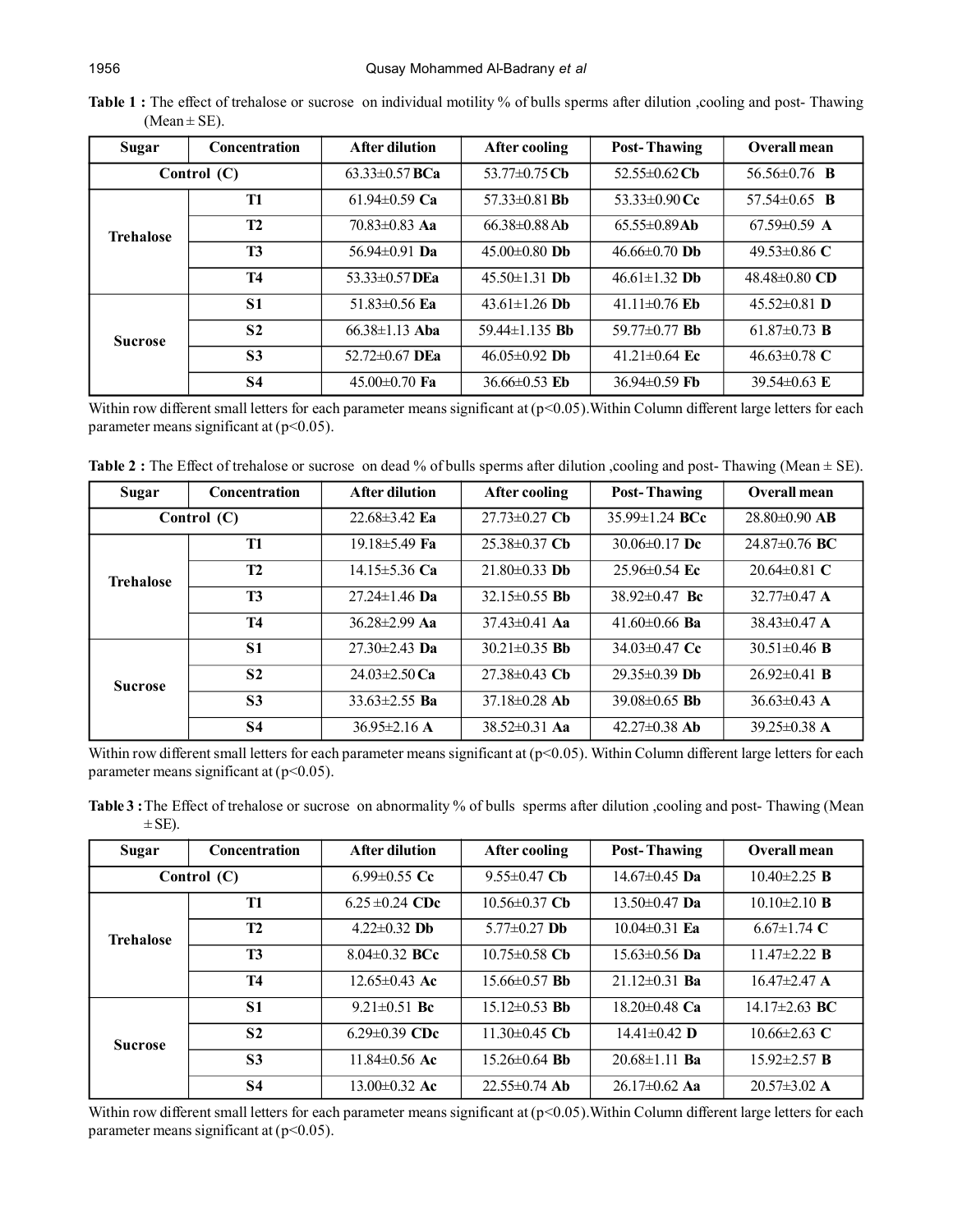**Table 1 :** The effect of trehalose or sucrose on individual motility % of bulls sperms after dilution ,cooling and post- Thawing (Mean ± SE).

| Sugar | Concentration | After dilution | After cooling | Post- Thawing | Overall mean |
|---|---|---|---|---|---|
| Control (C) | | 63.33±0.57 **BCa** | 53.77±0.75 **Cb** | 52.55±0.62 **Cb** | 56.56±0.76 **B** |
| Trehalose | T1 | 61.94±0.59 **Ca** | 57.33±0.81 **Bb** | 53.33±0.90 **Cc** | 57.54±0.65 **B** |
| | T2 | 70.83±0.83 **Aa** | 66.38±0.88 **Ab** | 65.55±0.89 **Ab** | 67.59±0.59 **A** |
| | T3 | 56.94±0.91 **Da** | 45.00±0.80 **Db** | 46.66±0.70 **Db** | 49.53±0.86 **C** |
| | T4 | 53.33±0.57 **DEa** | 45.50±1.31 **Db** | 46.61±1.32 **Db** | 48.48±0.80 **CD** |
| Sucrose | S1 | 51.83±0.56 **Ea** | 43.61±1.26 **Db** | 41.11±0.76 **Eb** | 45.52±0.81 **D** |
| | S2 | 66.38±1.13 **Aba** | 59.44±1.135 **Bb** | 59.77±0.77 **Bb** | 61.87±0.73 **B** |
| | S3 | 52.72±0.67 **DEa** | 46.05±0.92 **Db** | 41.21±0.64 **Ec** | 46.63±0.78 **C** |
| | S4 | 45.00±0.70 **Fa** | 36.66±0.53 **Eb** | 36.94±0.59 **Fb** | 39.54±0.63 **E** |

Within row different small letters for each parameter means significant at ($p<0.05$).Within Column different large letters for each parameter means significant at ($p<0.05$).

**Table 2 :** The Effect of trehalose or sucrose on dead % of bulls sperms after dilution ,cooling and post- Thawing (Mean ± SE).

| Sugar | Concentration | After dilution | After cooling | Post- Thawing | Overall mean |
|---|---|---|---|---|---|
| Control (C) | | 22.68±3.42 **Ea** | 27.73±0.27 **Cb** | 35.99±1.24 **BCc** | 28.80±0.90 **AB** |
| Trehalose | T1 | 19.18±5.49 **Fa** | 25.38±0.37 **Cb** | 30.06±0.17 **Dc** | 24.87±0.76 **BC** |
| | T2 | 14.15±5.36 **Ca** | 21.80±0.33 **Db** | 25.96±0.54 **Ec** | 20.64±0.81 **C** |
| | T3 | 27.24±1.46 **Da** | 32.15±0.55 **Bb** | 38.92±0.47 **Bc** | 32.77±0.47 **A** |
| | T4 | 36.28±2.99 **Aa** | 37.43±0.41 **Aa** | 41.60±0.66 **Ba** | 38.43±0.47 **A** |
| Sucrose | S1 | 27.30±2.43 **Da** | 30.21±0.35 **Bb** | 34.03±0.47 **Cc** | 30.51±0.46 **B** |
| | S2 | 24.03±2.50 **Ca** | 27.38±0.43 **Cb** | 29.35±0.39 **Db** | 26.92±0.41 **B** |
| | S3 | 33.63±2.55 **Ba** | 37.18±0.28 **Ab** | 39.08±0.65 **Bb** | 36.63±0.43 **A** |
| | S4 | 36.95±2.16 **A** | 38.52±0.31 **Aa** | 42.27±0.38 **Ab** | 39.25±0.38 **A** |

Within row different small letters for each parameter means significant at ($p<0.05$). Within Column different large letters for each parameter means significant at ($p<0.05$).

**Table 3 :** The Effect of trehalose or sucrose on abnormality % of bulls sperms after dilution ,cooling and post- Thawing (Mean ± SE).

| Sugar | Concentration | After dilution | After cooling | Post- Thawing | Overall mean |
|---|---|---|---|---|---|
| Control (C) | | 6.99±0.55 **Cc** | 9.55±0.47 **Cb** | 14.67±0.45 **Da** | 10.40±2.25 **B** |
| Trehalose | T1 | 6.25 ±0.24 **CDc** | 10.56±0.37 **Cb** | 13.50±0.47 **Da** | 10.10±2.10 **B** |
| | T2 | 4.22±0.32 **Db** | 5.77±0.27 **Db** | 10.04±0.31 **Ea** | 6.67±1.74 **C** |
| | T3 | 8.04±0.32 **BCc** | 10.75±0.58 **Cb** | 15.63±0.56 **Da** | 11.47±2.22 **B** |
| | T4 | 12.65±0.43 **Ac** | 15.66±0.57 **Bb** | 21.12±0.31 **Ba** | 16.47±2.47 **A** |
| Sucrose | S1 | 9.21±0.51 **Bc** | 15.12±0.53 **Bb** | 18.20±0.48 **Ca** | 14.17±2.63 **BC** |
| | S2 | 6.29±0.39 **CDc** | 11.30±0.45 **Cb** | 14.41±0.42 **D** | 10.66±2.63 **C** |
| | S3 | 11.84±0.56 **Ac** | 15.26±0.64 **Bb** | 20.68±1.11 **Ba** | 15.92±2.57 **B** |
| | S4 | 13.00±0.32 **Ac** | 22.55±0.74 **Ab** | 26.17±0.62 **Aa** | 20.57±3.02 **A** |

Within row different small letters for each parameter means significant at ($p<0.05$).Within Column different large letters for each parameter means significant at ($p<0.05$).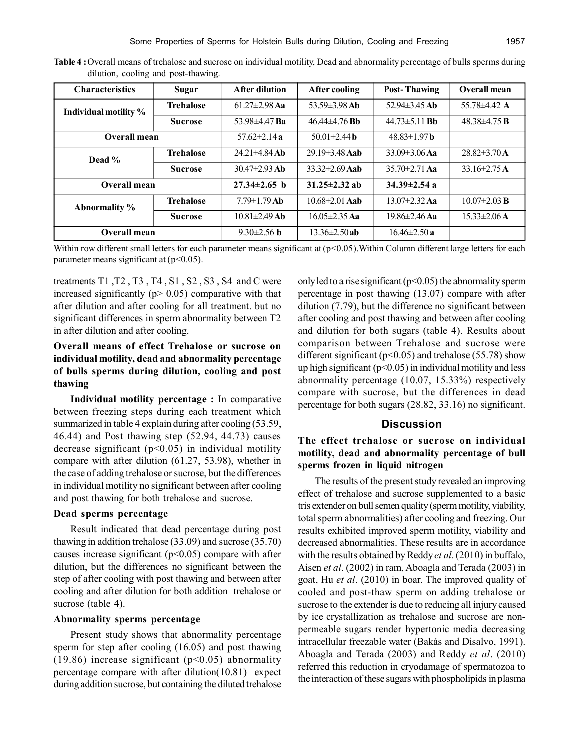**Table 4 :** Overall means of trehalose and sucrose on individual motility, Dead and abnormality percentage of bulls sperms during dilution, cooling and post-thawing.

| Characteristics | Sugar | After dilution | After cooling | Post- Thawing | Overall mean |
|---|---|---|---|---|---|
| Individual motility % | Trehalose | 61.27±2.98 **Aa** | 53.59±3.98 **Ab** | 52.94±3.45 **Ab** | 55.78±4.42 **A** |
| | Sucrose | 53.98±4.47 **Ba** | 46.44±4.76 **Bb** | 44.73±5.11 **Bb** | 48.38±4.75 **B** |
| Overall mean | | 57.62±2.14 **a** | 50.01±2.44 **b** | 48.83±1.97 **b** | |
| Dead % | Trehalose | 24.21±4.84 **Ab** | 29.19±3.48 **Aab** | 33.09±3.06 **Aa** | 28.82±3.70 **A** |
| | Sucrose | 30.47±2.93 **Ab** | 33.32±2.69 **Aab** | 35.70±2.71 **Aa** | 33.16±2.75 **A** |
| Overall mean | | **27.34±2.65 b** | **31.25±2.32 ab** | **34.39±2.54 a** | |
| Abnormality % | Trehalose | 7.79±1.79 **Ab** | 10.68±2.01 **Aab** | 13.07±2.32 **Aa** | 10.07±2.03 **B** |
| | Sucrose | 10.81±2.49 **Ab** | 16.05±2.35 **Aa** | 19.86±2.46 **Aa** | 15.33±2.06 **A** |
| Overall mean | | 9.30±2.56 **b** | 13.36±2.50 **ab** | 16.46±2.50 **a** | |

Within row different small letters for each parameter means significant at ($p<0.05$). Within Column different large letters for each parameter means significant at ($p<0.05$).

treatments T1 ,T2 , T3 , T4 , S1 , S2 , S3 , S4 and C were increased significantly ($p> 0.05$) comparative with that after dilution and after cooling for all treatment. but no significant differences in sperm abnormality between T2 in after dilution and after cooling.

### Overall means of effect Trehalose or sucrose on individual motility, dead and abnormality percentage of bulls sperms during dilution, cooling and post thawing

**Individual motility percentage :** In comparative between freezing steps during each treatment which summarized in table 4 explain during after cooling (53.59, 46.44) and Post thawing step (52.94, 44.73) causes decrease significant ($p<0.05$) in individual motility compare with after dilution (61.27, 53.98), whether in the case of adding trehalose or sucrose, but the differences in individual motility no significant between after cooling and post thawing for both trehalose and sucrose.

#### Dead sperms percentage

Result indicated that dead percentage during post thawing in addition trehalose (33.09) and sucrose (35.70) causes increase significant ($p<0.05$) compare with after dilution, but the differences no significant between the step of after cooling with post thawing and between after cooling and after dilution for both addition trehalose or sucrose (table 4).

#### Abnormality sperms percentage

Present study shows that abnormality percentage sperm for step after cooling (16.05) and post thawing (19.86) increase significant ($p<0.05$) abnormality percentage compare with after dilution(10.81) expect during addition sucrose, but containing the diluted trehalose only led to a rise significant ($p<0.05$) the abnormality sperm percentage in post thawing (13.07) compare with after dilution (7.79), but the difference no significant between after cooling and post thawing and between after cooling and dilution for both sugars (table 4). Results about comparison between Trehalose and sucrose were different significant ($p<0.05$) and trehalose (55.78) show up high significant ($p<0.05$) in individual motility and less abnormality percentage (10.07, 15.33%) respectively compare with sucrose, but the differences in dead percentage for both sugars (28.82, 33.16) no significant.

## Discussion

### The effect trehalose or sucrose on individual motility, dead and abnormality percentage of bull sperms frozen in liquid nitrogen

The results of the present study revealed an improving effect of trehalose and sucrose supplemented to a basic tris extender on bull semen quality (sperm motility, viability, total sperm abnormalities) after cooling and freezing. Our results exhibited improved sperm motility, viability and decreased abnormalities. These results are in accordance with the results obtained by Reddy *et al*. (2010) in buffalo, Aisen *et al*. (2002) in ram, Aboagla and Terada (2003) in goat, Hu *et al*. (2010) in boar. The improved quality of cooled and post-thaw sperm on adding trehalose or sucrose to the extender is due to reducing all injury caused by ice crystallization as trehalose and sucrose are non-permeable sugars render hypertonic media decreasing intracellular freezable water (Bakás and Disalvo, 1991). Aboagla and Terada (2003) and Reddy *et al*. (2010) referred this reduction in cryodamage of spermatozoa to the interaction of these sugars with phospholipids in plasma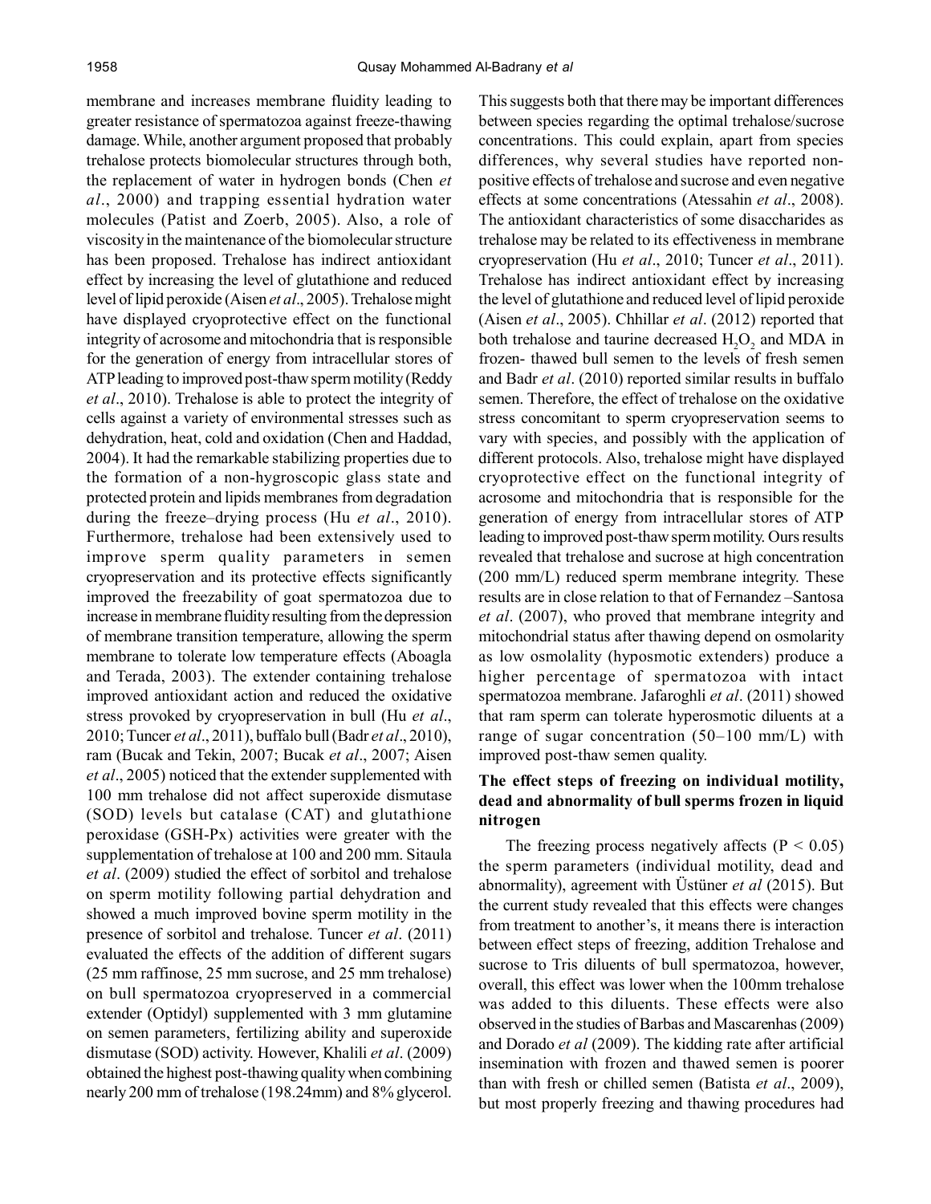membrane and increases membrane fluidity leading to greater resistance of spermatozoa against freeze-thawing damage. While, another argument proposed that probably trehalose protects biomolecular structures through both, the replacement of water in hydrogen bonds (Chen *et al*., 2000) and trapping essential hydration water molecules (Patist and Zoerb, 2005). Also, a role of viscosity in the maintenance of the biomolecular structure has been proposed. Trehalose has indirect antioxidant effect by increasing the level of glutathione and reduced level of lipid peroxide (Aisen *et al*., 2005). Trehalose might have displayed cryoprotective effect on the functional integrity of acrosome and mitochondria that is responsible for the generation of energy from intracellular stores of ATP leading to improved post-thaw sperm motility (Reddy *et al*., 2010). Trehalose is able to protect the integrity of cells against a variety of environmental stresses such as dehydration, heat, cold and oxidation (Chen and Haddad, 2004). It had the remarkable stabilizing properties due to the formation of a non-hygroscopic glass state and protected protein and lipids membranes from degradation during the freeze–drying process (Hu *et al*., 2010). Furthermore, trehalose had been extensively used to improve sperm quality parameters in semen cryopreservation and its protective effects significantly improved the freezability of goat spermatozoa due to increase in membrane fluidity resulting from the depression of membrane transition temperature, allowing the sperm membrane to tolerate low temperature effects (Aboagla and Terada, 2003). The extender containing trehalose improved antioxidant action and reduced the oxidative stress provoked by cryopreservation in bull (Hu *et al*., 2010; Tuncer *et al*., 2011), buffalo bull (Badr *et al*., 2010), ram (Bucak and Tekin, 2007; Bucak *et al*., 2007; Aisen *et al*., 2005) noticed that the extender supplemented with 100 mm trehalose did not affect superoxide dismutase (SOD) levels but catalase (CAT) and glutathione peroxidase (GSH-Px) activities were greater with the supplementation of trehalose at 100 and 200 mm. Sitaula *et al*. (2009) studied the effect of sorbitol and trehalose on sperm motility following partial dehydration and showed a much improved bovine sperm motility in the presence of sorbitol and trehalose. Tuncer *et al*. (2011) evaluated the effects of the addition of different sugars (25 mm raffinose, 25 mm sucrose, and 25 mm trehalose) on bull spermatozoa cryopreserved in a commercial extender (Optidyl) supplemented with 3 mm glutamine on semen parameters, fertilizing ability and superoxide dismutase (SOD) activity. However, Khalili *et al*. (2009) obtained the highest post-thawing quality when combining nearly 200 mm of trehalose (198.24mm) and 8% glycerol. This suggests both that there may be important differences between species regarding the optimal trehalose/sucrose concentrations. This could explain, apart from species differences, why several studies have reported non-positive effects of trehalose and sucrose and even negative effects at some concentrations (Atessahin *et al*., 2008). The antioxidant characteristics of some disaccharides as trehalose may be related to its effectiveness in membrane cryopreservation (Hu *et al*., 2010; Tuncer *et al*., 2011). Trehalose has indirect antioxidant effect by increasing the level of glutathione and reduced level of lipid peroxide (Aisen *et al*., 2005). Chhillar *et al*. (2012) reported that both trehalose and taurine decreased $H_2O_2$ and MDA in frozen- thawed bull semen to the levels of fresh semen and Badr *et al*. (2010) reported similar results in buffalo semen. Therefore, the effect of trehalose on the oxidative stress concomitant to sperm cryopreservation seems to vary with species, and possibly with the application of different protocols. Also, trehalose might have displayed cryoprotective effect on the functional integrity of acrosome and mitochondria that is responsible for the generation of energy from intracellular stores of ATP leading to improved post-thaw sperm motility. Ours results revealed that trehalose and sucrose at high concentration (200 mm/L) reduced sperm membrane integrity. These results are in close relation to that of Fernandez –Santosa *et al*. (2007), who proved that membrane integrity and mitochondrial status after thawing depend on osmolarity as low osmolality (hyposmotic extenders) produce a higher percentage of spermatozoa with intact spermatozoa membrane. Jafaroghli *et al*. (2011) showed that ram sperm can tolerate hyperosmotic diluents at a range of sugar concentration (50–100 mm/L) with improved post-thaw semen quality.

### The effect steps of freezing on individual motility, dead and abnormality of bull sperms frozen in liquid nitrogen

The freezing process negatively affects ($P < 0.05$) the sperm parameters (individual motility, dead and abnormality), agreement with Üstüner *et al* (2015). But the current study revealed that this effects were changes from treatment to another's, it means there is interaction between effect steps of freezing, addition Trehalose and sucrose to Tris diluents of bull spermatozoa, however, overall, this effect was lower when the 100mm trehalose was added to this diluents. These effects were also observed in the studies of Barbas and Mascarenhas (2009) and Dorado *et al* (2009). The kidding rate after artificial insemination with frozen and thawed semen is poorer than with fresh or chilled semen (Batista *et al*., 2009), but most properly freezing and thawing procedures had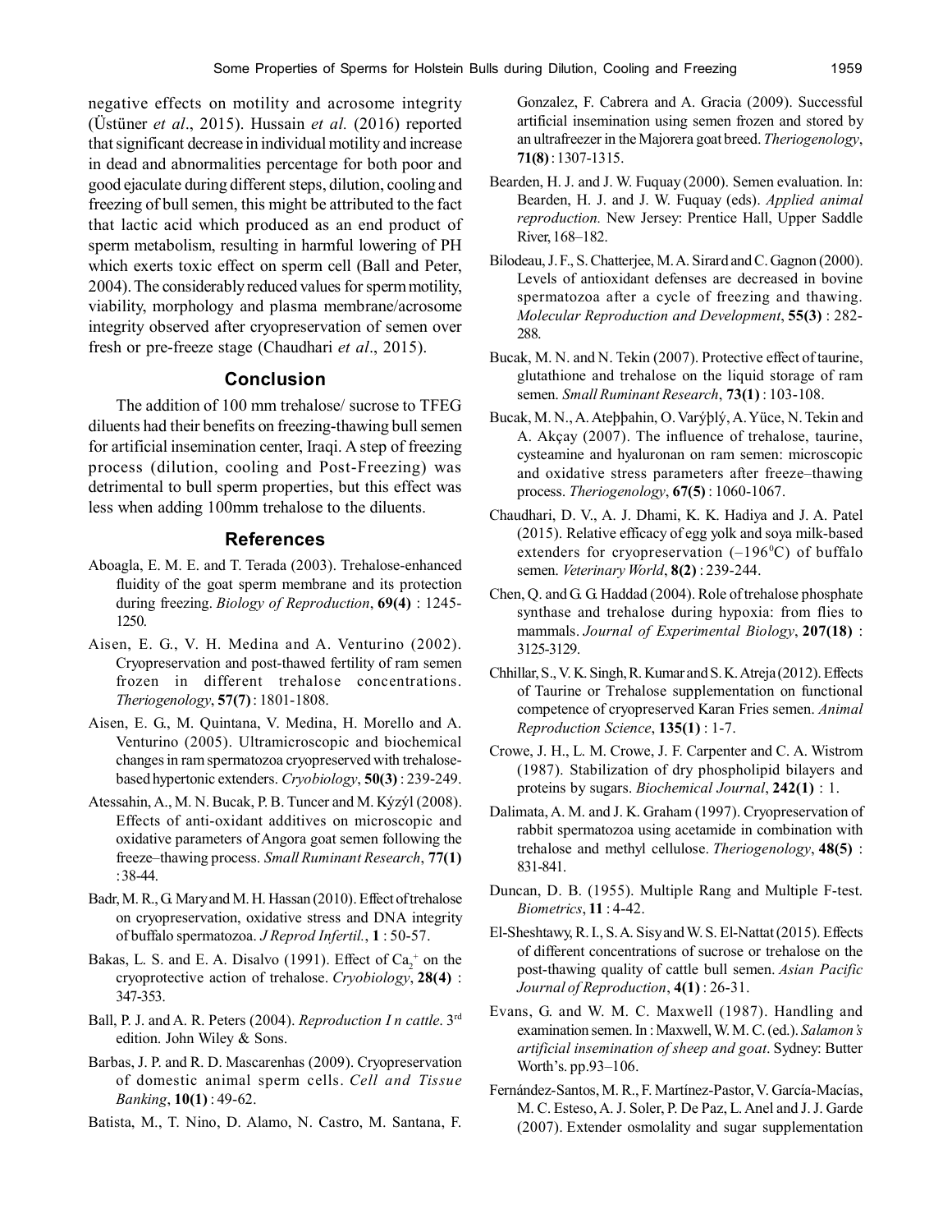negative effects on motility and acrosome integrity (Üstüner *et al*., 2015). Hussain *et al.* (2016) reported that significant decrease in individual motility and increase in dead and abnormalities percentage for both poor and good ejaculate during different steps, dilution, cooling and freezing of bull semen, this might be attributed to the fact that lactic acid which produced as an end product of sperm metabolism, resulting in harmful lowering of PH which exerts toxic effect on sperm cell (Ball and Peter, 2004). The considerably reduced values for sperm motility, viability, morphology and plasma membrane/acrosome integrity observed after cryopreservation of semen over fresh or pre-freeze stage (Chaudhari *et al*., 2015).

## Conclusion

The addition of 100 mm trehalose/ sucrose to TFEG diluents had their benefits on freezing-thawing bull semen for artificial insemination center, Iraqi. A step of freezing process (dilution, cooling and Post-Freezing) was detrimental to bull sperm properties, but this effect was less when adding 100mm trehalose to the diluents.

## References

Aboagla, E. M. E. and T. Terada (2003). Trehalose-enhanced fluidity of the goat sperm membrane and its protection during freezing. *Biology of Reproduction*, **69(4)** : 1245-1250.

Aisen, E. G., V. H. Medina and A. Venturino (2002). Cryopreservation and post-thawed fertility of ram semen frozen in different trehalose concentrations. *Theriogenology*, **57(7)** : 1801-1808.

Aisen, E. G., M. Quintana, V. Medina, H. Morello and A. Venturino (2005). Ultramicroscopic and biochemical changes in ram spermatozoa cryopreserved with trehalose-based hypertonic extenders. *Cryobiology*, **50(3)** : 239-249.

Atessahin, A., M. N. Bucak, P. B. Tuncer and M. Kýzýl (2008). Effects of anti-oxidant additives on microscopic and oxidative parameters of Angora goat semen following the freeze–thawing process. *Small Ruminant Research*, **77(1)** : 38-44.

Badr, M. R., G. Mary and M. H. Hassan (2010). Effect of trehalose on cryopreservation, oxidative stress and DNA integrity of buffalo spermatozoa. *J Reprod Infertil.*, **1** : 50-57.

Bakas, L. S. and E. A. Disalvo (1991). Effect of $Ca_2^+$ on the cryoprotective action of trehalose. *Cryobiology*, **28(4)** : 347-353.

Ball, P. J. and A. R. Peters (2004). *Reproduction I n cattle*. 3rd edition. John Wiley & Sons.

Barbas, J. P. and R. D. Mascarenhas (2009). Cryopreservation of domestic animal sperm cells. *Cell and Tissue Banking*, **10(1)** : 49-62.

Batista, M., T. Nino, D. Alamo, N. Castro, M. Santana, F. Gonzalez, F. Cabrera and A. Gracia (2009). Successful artificial insemination using semen frozen and stored by an ultrafreezer in the Majorera goat breed. *Theriogenology*, **71(8)** : 1307-1315.

Bearden, H. J. and J. W. Fuquay (2000). Semen evaluation. In: Bearden, H. J. and J. W. Fuquay (eds). *Applied animal reproduction.* New Jersey: Prentice Hall, Upper Saddle River, 168–182.

Bilodeau, J. F., S. Chatterjee, M. A. Sirard and C. Gagnon (2000). Levels of antioxidant defenses are decreased in bovine spermatozoa after a cycle of freezing and thawing. *Molecular Reproduction and Development*, **55(3)** : 282-288.

Bucak, M. N. and N. Tekin (2007). Protective effect of taurine, glutathione and trehalose on the liquid storage of ram semen. *Small Ruminant Research*, **73(1)** : 103-108.

Bucak, M. N., A. Ateþþahin, O. Varýþlý, A. Yüce, N. Tekin and A. Akçay (2007). The influence of trehalose, taurine, cysteamine and hyaluronan on ram semen: microscopic and oxidative stress parameters after freeze–thawing process. *Theriogenology*, **67(5)** : 1060-1067.

Chaudhari, D. V., A. J. Dhami, K. K. Hadiya and J. A. Patel (2015). Relative efficacy of egg yolk and soya milk-based extenders for cryopreservation (–196$^0$C) of buffalo semen. *Veterinary World*, **8(2)** : 239-244.

Chen, Q. and G. G. Haddad (2004). Role of trehalose phosphate synthase and trehalose during hypoxia: from flies to mammals. *Journal of Experimental Biology*, **207(18)** : 3125-3129.

Chhillar, S., V. K. Singh, R. Kumar and S. K. Atreja (2012). Effects of Taurine or Trehalose supplementation on functional competence of cryopreserved Karan Fries semen. *Animal Reproduction Science*, **135(1)** : 1-7.

Crowe, J. H., L. M. Crowe, J. F. Carpenter and C. A. Wistrom (1987). Stabilization of dry phospholipid bilayers and proteins by sugars. *Biochemical Journal*, **242(1)** : 1.

Dalimata, A. M. and J. K. Graham (1997). Cryopreservation of rabbit spermatozoa using acetamide in combination with trehalose and methyl cellulose. *Theriogenology*, **48(5)** : 831-841.

Duncan, D. B. (1955). Multiple Rang and Multiple F-test. *Biometrics*, **11** : 4-42.

El-Sheshtawy, R. I., S. A. Sisy and W. S. El-Nattat (2015). Effects of different concentrations of sucrose or trehalose on the post-thawing quality of cattle bull semen. *Asian Pacific Journal of Reproduction*, **4(1)** : 26-31.

Evans, G. and W. M. C. Maxwell (1987). Handling and examination semen. In : Maxwell, W. M. C. (ed.). *Salamon's artificial insemination of sheep and goat*. Sydney: Butter Worth's. pp.93–106.

Fernández-Santos, M. R., F. Martínez-Pastor, V. García-Macías, M. C. Esteso, A. J. Soler, P. De Paz, L. Anel and J. J. Garde (2007). Extender osmolality and sugar supplementation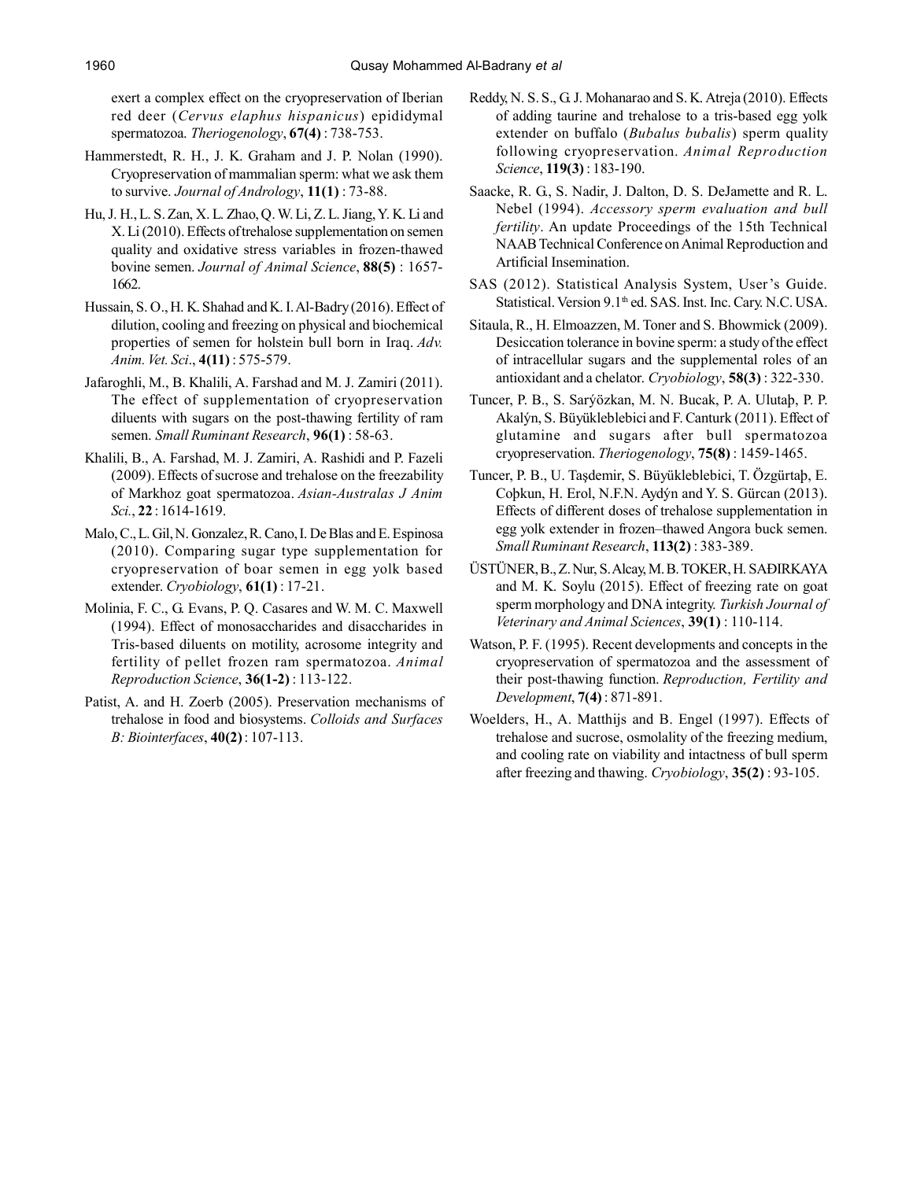exert a complex effect on the cryopreservation of Iberian red deer (*Cervus elaphus hispanicus*) epididymal spermatozoa. *Theriogenology*, **67(4)** : 738-753.

Hammerstedt, R. H., J. K. Graham and J. P. Nolan (1990). Cryopreservation of mammalian sperm: what we ask them to survive. *Journal of Andrology*, **11(1)** : 73-88.

Hu, J. H., L. S. Zan, X. L. Zhao, Q. W. Li, Z. L. Jiang, Y. K. Li and X. Li (2010). Effects of trehalose supplementation on semen quality and oxidative stress variables in frozen-thawed bovine semen. *Journal of Animal Science*, **88(5)** : 1657-1662.

Hussain, S. O., H. K. Shahad and K. I. Al-Badry (2016). Effect of dilution, cooling and freezing on physical and biochemical properties of semen for holstein bull born in Iraq. *Adv. Anim. Vet. Sci*., **4(11)** : 575-579.

Jafaroghli, M., B. Khalili, A. Farshad and M. J. Zamiri (2011). The effect of supplementation of cryopreservation diluents with sugars on the post-thawing fertility of ram semen. *Small Ruminant Research*, **96(1)** : 58-63.

Khalili, B., A. Farshad, M. J. Zamiri, A. Rashidi and P. Fazeli (2009). Effects of sucrose and trehalose on the freezability of Markhoz goat spermatozoa. *Asian-Australas J Anim Sci.*, **22** : 1614-1619.

Malo, C., L. Gil, N. Gonzalez, R. Cano, I. De Blas and E. Espinosa (2010). Comparing sugar type supplementation for cryopreservation of boar semen in egg yolk based extender. *Cryobiology*, **61(1)** : 17-21.

Molinia, F. C., G. Evans, P. Q. Casares and W. M. C. Maxwell (1994). Effect of monosaccharides and disaccharides in Tris-based diluents on motility, acrosome integrity and fertility of pellet frozen ram spermatozoa. *Animal Reproduction Science*, **36(1-2)** : 113-122.

Patist, A. and H. Zoerb (2005). Preservation mechanisms of trehalose in food and biosystems. *Colloids and Surfaces B: Biointerfaces*, **40(2)** : 107-113.

Reddy, N. S. S., G. J. Mohanarao and S. K. Atreja (2010). Effects of adding taurine and trehalose to a tris-based egg yolk extender on buffalo (*Bubalus bubalis*) sperm quality following cryopreservation. *Animal Reproduction Science*, **119(3)** : 183-190.

Saacke, R. G., S. Nadir, J. Dalton, D. S. DeJamette and R. L. Nebel (1994). *Accessory sperm evaluation and bull fertility*. An update Proceedings of the 15th Technical NAAB Technical Conference on Animal Reproduction and Artificial Insemination.

SAS (2012). Statistical Analysis System, User's Guide. Statistical. Version 9.1th ed. SAS. Inst. Inc. Cary. N.C. USA.

Sitaula, R., H. Elmoazzen, M. Toner and S. Bhowmick (2009). Desiccation tolerance in bovine sperm: a study of the effect of intracellular sugars and the supplemental roles of an antioxidant and a chelator. *Cryobiology*, **58(3)** : 322-330.

Tuncer, P. B., S. Sarýözkan, M. N. Bucak, P. A. Ulutaþ, P. P. Akalýn, S. Büyükleblebici and F. Canturk (2011). Effect of glutamine and sugars after bull spermatozoa cryopreservation. *Theriogenology*, **75(8)** : 1459-1465.

Tuncer, P. B., U. Taşdemir, S. Büyükleblebici, T. Özgürtaþ, E. Coþkun, H. Erol, N.F.N. Aydýn and Y. S. Gürcan (2013). Effects of different doses of trehalose supplementation in egg yolk extender in frozen–thawed Angora buck semen. *Small Ruminant Research*, **113(2)** : 383-389.

ÜSTÜNER, B., Z. Nur, S. Alcay, M. B. TOKER, H. SAĐIRKAYA and M. K. Soylu (2015). Effect of freezing rate on goat sperm morphology and DNA integrity. *Turkish Journal of Veterinary and Animal Sciences*, **39(1)** : 110-114.

Watson, P. F. (1995). Recent developments and concepts in the cryopreservation of spermatozoa and the assessment of their post-thawing function. *Reproduction, Fertility and Development*, **7(4)** : 871-891.

Woelders, H., A. Matthijs and B. Engel (1997). Effects of trehalose and sucrose, osmolality of the freezing medium, and cooling rate on viability and intactness of bull sperm after freezing and thawing. *Cryobiology*, **35(2)** : 93-105.